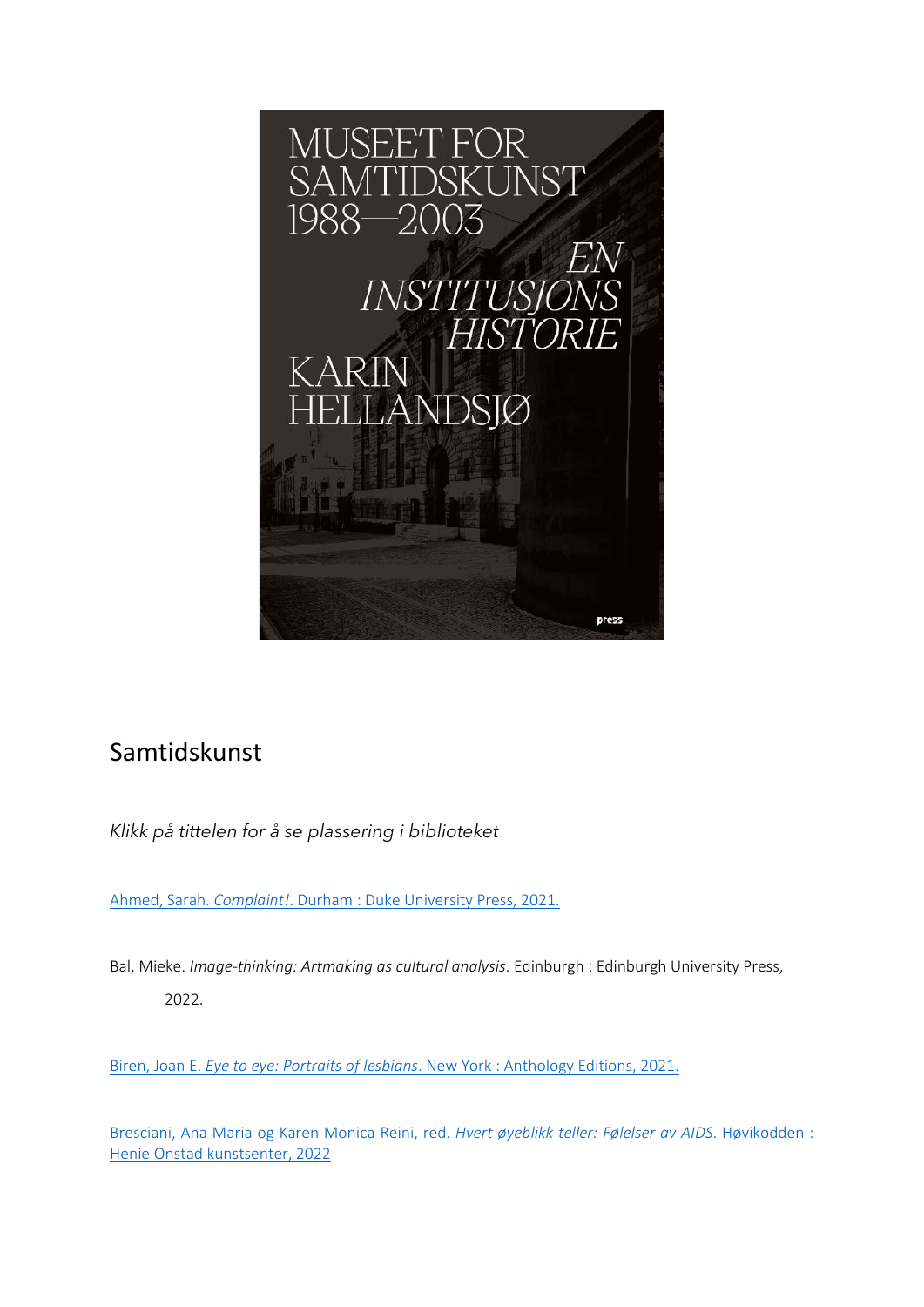## Samtidskunst

*Klikk på tittelen for å se plassering i biblioteket*

Ahmed, Sarah. *Complaint!*. Durham : Duke University Press, 2021.

Bal, Mieke. *Image-thinking: Artmaking as cultural analysis*. Edinburgh : Edinburgh University Press, 2022.

Biren, Joan E. *Eye to eye: Portraits of lesbians*. New York : Anthology Editions, 2021.

Bresciani, Ana Maria og Karen Monica Reini, red. *Hvert øyeblikk teller: Følelser av AIDS*. Høvikodden : Henie Onstad kunstsenter, 2022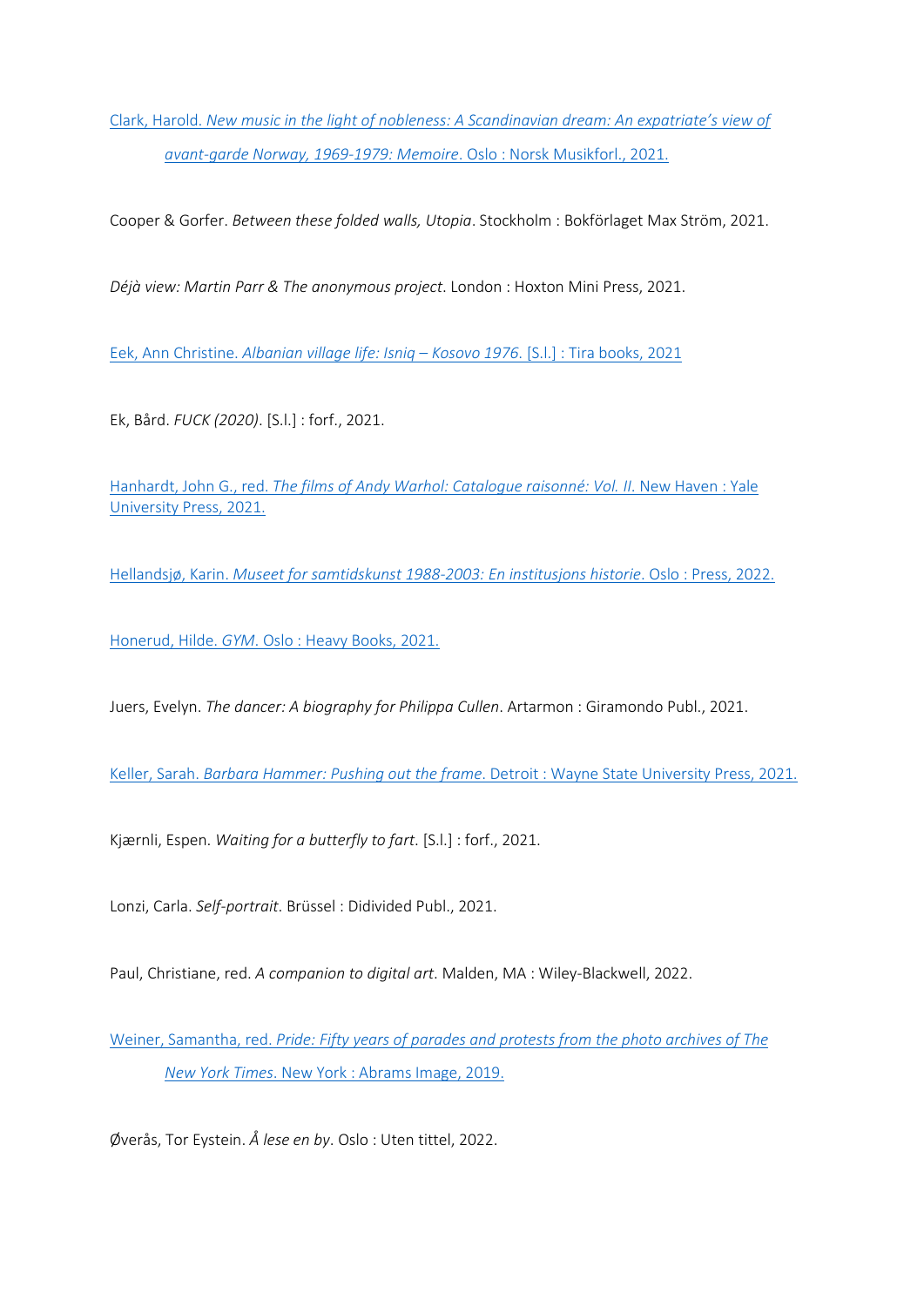Clark, Harold. *New music in the light of nobleness: A Scandinavian dream: An expatriate's view of avant-garde Norway, 1969-1979: Memoire*. Oslo : Norsk Musikforl., 2021.

Cooper & Gorfer. *Between these folded walls, Utopia*. Stockholm : Bokförlaget Max Ström, 2021.

*Déjà view: Martin Parr & The anonymous project*. London : Hoxton Mini Press, 2021.

Eek, Ann Christine. *Albanian village life: Isniq – Kosovo 1976*. [S.l.] : Tira books, 2021

Ek, Bård. *FUCK (2020)*. [S.l.] : forf., 2021.

Hanhardt, John G., red. *The films of Andy Warhol: Catalogue raisonné: Vol. II*. New Haven : Yale University Press, 2021.

Hellandsjø, Karin. *Museet for samtidskunst 1988-2003: En institusjons historie*. Oslo : Press, 2022.

Honerud, Hilde. *GYM*. Oslo : Heavy Books, 2021.

Juers, Evelyn. *The dancer: A biography for Philippa Cullen*. Artarmon : Giramondo Publ., 2021.

Keller, Sarah. *Barbara Hammer: Pushing out the frame*. Detroit : Wayne State University Press, 2021.

Kjærnli, Espen. *Waiting for a butterfly to fart*. [S.l.] : forf., 2021.

Lonzi, Carla. *Self-portrait*. Brüssel : Didivided Publ., 2021.

Paul, Christiane, red. *A companion to digital art*. Malden, MA : Wiley-Blackwell, 2022.

Weiner, Samantha, red. *Pride: Fifty years of parades and protests from the photo archives of The New York Times*. New York : Abrams Image, 2019.

Øverås, Tor Eystein. *Å lese en by*. Oslo : Uten tittel, 2022.